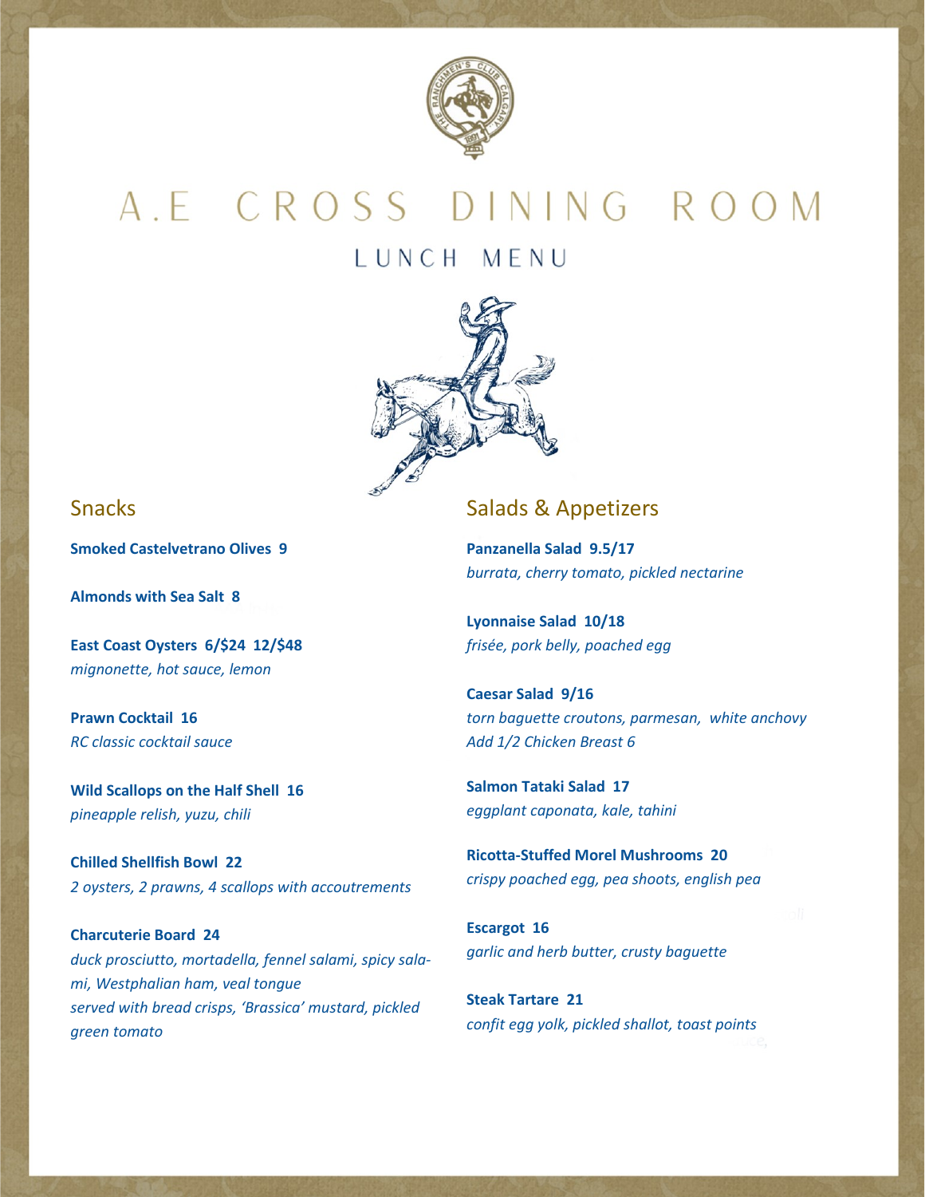# A.E CROSS DINING ROOM

## LUNCH MENU

### Snacks

**Smoked Castelvetrano Olives  9**

**Almonds with Sea Salt  8**

**East Coast Oysters  6/$24  12/$48**
*mignonette, hot sauce, lemon*

**Prawn Cocktail  16**
*RC classic cocktail sauce*

**Wild Scallops on the Half Shell  16**
*pineapple relish, yuzu, chili*

**Chilled Shellfish Bowl  22**
*2 oysters, 2 prawns, 4 scallops with accoutrements*

**Charcuterie Board  24**
*duck prosciutto, mortadella, fennel salami, spicy salami, Westphalian ham, veal tongue*
*served with bread crisps, 'Brassica' mustard, pickled green tomato*

### Salads & Appetizers

**Panzanella Salad  9.5/17**
*burrata, cherry tomato, pickled nectarine*

**Lyonnaise Salad  10/18**
*frisée, pork belly, poached egg*

**Caesar Salad  9/16**
*torn baguette croutons, parmesan,  white anchovy*
*Add 1/2 Chicken Breast 6*

**Salmon Tataki Salad  17**
*eggplant caponata, kale, tahini*

**Ricotta-Stuffed Morel Mushrooms  20**
*crispy poached egg, pea shoots, english pea*

**Escargot  16**
*garlic and herb butter, crusty baguette*

**Steak Tartare  21**
*confit egg yolk, pickled shallot, toast points*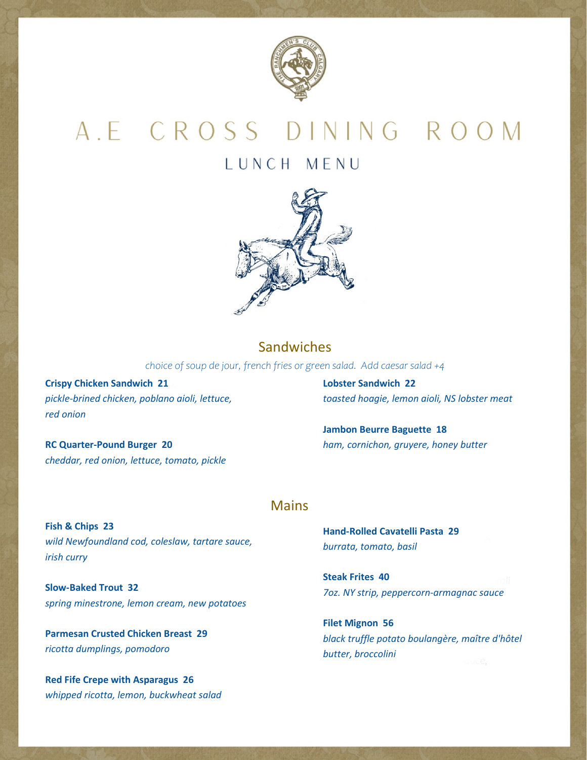# A.E CROSS DINING ROOM

## LUNCH MENU

### Sandwiches

*choice of soup de jour, french fries or green salad. Add caesar salad +4*

**Crispy Chicken Sandwich 21**
*pickle-brined chicken, poblano aioli, lettuce, red onion*

**RC Quarter-Pound Burger 20**
*cheddar, red onion, lettuce, tomato, pickle*

**Lobster Sandwich 22**
*toasted hoagie, lemon aioli, NS lobster meat*

**Jambon Beurre Baguette 18**
*ham, cornichon, gruyere, honey butter*

### Mains

**Fish & Chips 23**
*wild Newfoundland cod, coleslaw, tartare sauce, irish curry*

**Slow-Baked Trout 32**
*spring minestrone, lemon cream, new potatoes*

**Parmesan Crusted Chicken Breast 29**
*ricotta dumplings, pomodoro*

**Red Fife Crepe with Asparagus 26**
*whipped ricotta, lemon, buckwheat salad*

**Hand-Rolled Cavatelli Pasta 29**
*burrata, tomato, basil*

**Steak Frites 40**
*7oz. NY strip, peppercorn-armagnac sauce*

**Filet Mignon 56**
*black truffle potato boulangère, maître d'hôtel butter, broccolini*